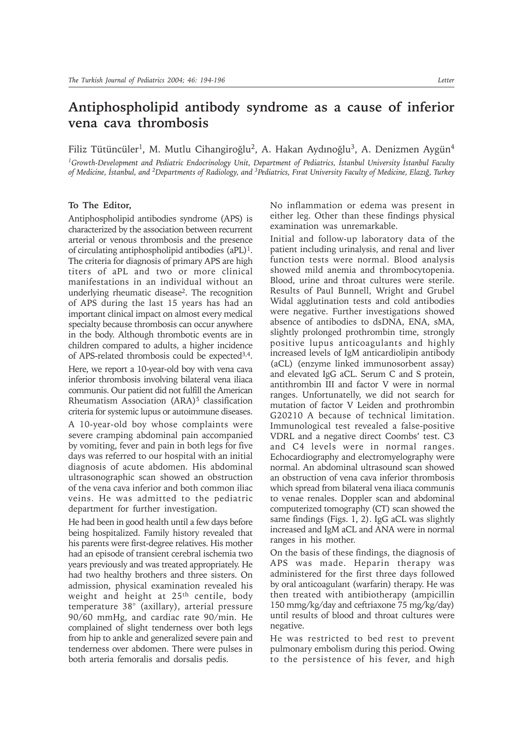# Antiphospholipid antibody syndrome as a cause of inferior vena cava thrombosis

Filiz Tütüncüler[1], M. Mutlu Cihangiroğlu[2], A. Hakan Aydınoğlu[3], A. Denizmen Aygün[4]

*[1]Growth-Development and Pediatric Endocrinology Unit, Department of Pediatrics, İstanbul University İstanbul Faculty of Medicine, İstanbul, and [2]Departments of Radiology, and [3]Pediatrics, Fırat University Faculty of Medicine, Elazığ, Turkey*

**To The Editor,**

Antiphospholipid antibodies syndrome (APS) is characterized by the association between recurrent arterial or venous thrombosis and the presence of circulating antiphospholipid antibodies (aPL)[1]. The criteria for diagnosis of primary APS are high titers of aPL and two or more clinical manifestations in an individual without an underlying rheumatic disease[2]. The recognition of APS during the last 15 years has had an important clinical impact on almost every medical specialty because thrombosis can occur anywhere in the body. Although thrombotic events are in children compared to adults, a higher incidence of APS-related thrombosis could be expected[3,4].

Here, we report a 10-year-old boy with vena cava inferior thrombosis involving bilateral vena iliaca communis. Our patient did not fulfill the American Rheumatism Association (ARA)[5] classification criteria for systemic lupus or autoimmune diseases.

A 10-year-old boy whose complaints were severe cramping abdominal pain accompanied by vomiting, fever and pain in both legs for five days was referred to our hospital with an initial diagnosis of acute abdomen. His abdominal ultrasonographic scan showed an obstruction of the vena cava inferior and both common iliac veins. He was admitted to the pediatric department for further investigation.

He had been in good health until a few days before being hospitalized. Family history revealed that his parents were first-degree relatives. His mother had an episode of transient cerebral ischemia two years previously and was treated appropriately. He had two healthy brothers and three sisters. On admission, physical examination revealed his weight and height at 25th centile, body temperature 38° (axillary), arterial pressure 90/60 mmHg, and cardiac rate 90/min. He complained of slight tenderness over both legs from hip to ankle and generalized severe pain and tenderness over abdomen. There were pulses in both arteria femoralis and dorsalis pedis.

No inflammation or edema was present in either leg. Other than these findings physical examination was unremarkable.

Initial and follow-up laboratory data of the patient including urinalysis, and renal and liver function tests were normal. Blood analysis showed mild anemia and thrombocytopenia. Blood, urine and throat cultures were sterile. Results of Paul Bunnell, Wright and Grubel Widal agglutination tests and cold antibodies were negative. Further investigations showed absence of antibodies to dsDNA, ENA, sMA, slightly prolonged prothrombin time, strongly positive lupus anticoagulants and highly increased levels of IgM anticardiolipin antibody (aCL) (enzyme linked immunosorbent assay) and elevated IgG aCL. Serum C and S protein, antithrombin III and factor V were in normal ranges. Unfortunatelly, we did not search for mutation of factor V Leiden and prothrombin G20210 A because of technical limitation. Immunological test revealed a false-positive VDRL and a negative direct Coombs' test. C3 and C4 levels were in normal ranges. Echocardiography and electromyelography were normal. An abdominal ultrasound scan showed an obstruction of vena cava inferior thrombosis which spread from bilateral vena iliaca communis to venae renales. Doppler scan and abdominal computerized tomography (CT) scan showed the same findings (Figs. 1, 2). IgG aCL was slightly increased and IgM aCL and ANA were in normal ranges in his mother.

On the basis of these findings, the diagnosis of APS was made. Heparin therapy was administered for the first three days followed by oral anticoagulant (warfarin) therapy. He was then treated with antibiotherapy (ampicillin 150 mmg/kg/day and ceftriaxone 75 mg/kg/day) until results of blood and throat cultures were negative.

He was restricted to bed rest to prevent pulmonary embolism during this period. Owing to the persistence of his fever, and high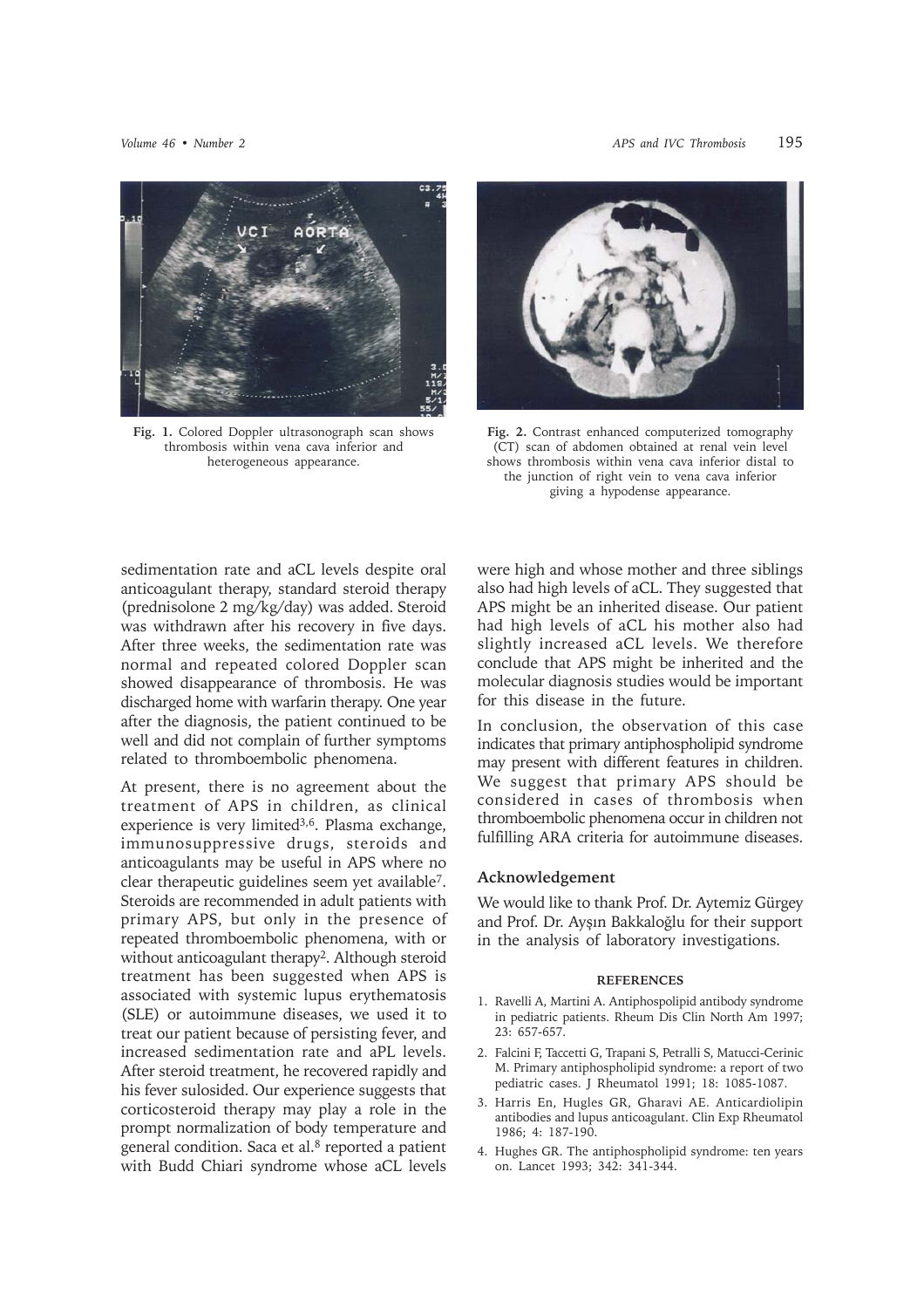Fig. 1. Colored Doppler ultrasonograph scan shows thrombosis within vena cava inferior and heterogeneous appearance.

Fig. 2. Contrast enhanced computerized tomography (CT) scan of abdomen obtained at renal vein level shows thrombosis within vena cava inferior distal to the junction of right vein to vena cava inferior giving a hypodense appearance.

sedimentation rate and aCL levels despite oral anticoagulant therapy, standard steroid therapy (prednisolone 2 mg/kg/day) was added. Steroid was withdrawn after his recovery in five days. After three weeks, the sedimentation rate was normal and repeated colored Doppler scan showed disappearance of thrombosis. He was discharged home with warfarin therapy. One year after the diagnosis, the patient continued to be well and did not complain of further symptoms related to thromboembolic phenomena.

At present, there is no agreement about the treatment of APS in children, as clinical experience is very limited[3,6]. Plasma exchange, immunosuppressive drugs, steroids and anticoagulants may be useful in APS where no clear therapeutic guidelines seem yet available[7]. Steroids are recommended in adult patients with primary APS, but only in the presence of repeated thromboembolic phenomena, with or without anticoagulant therapy[2]. Although steroid treatment has been suggested when APS is associated with systemic lupus erythematosis (SLE) or autoimmune diseases, we used it to treat our patient because of persisting fever, and increased sedimentation rate and aPL levels. After steroid treatment, he recovered rapidly and his fever sulosided. Our experience suggests that corticosteroid therapy may play a role in the prompt normalization of body temperature and general condition. Saca et al.[8] reported a patient with Budd Chiari syndrome whose aCL levels were high and whose mother and three siblings also had high levels of aCL. They suggested that APS might be an inherited disease. Our patient had high levels of aCL his mother also had slightly increased aCL levels. We therefore conclude that APS might be inherited and the molecular diagnosis studies would be important for this disease in the future.

In conclusion, the observation of this case indicates that primary antiphospholipid syndrome may present with different features in children. We suggest that primary APS should be considered in cases of thrombosis when thromboembolic phenomena occur in children not fulfilling ARA criteria for autoimmune diseases.

## Acknowledgement

We would like to thank Prof. Dr. Aytemiz Gürgey and Prof. Dr. Ayşın Bakkaloğlu for their support in the analysis of laboratory investigations.

## REFERENCES

1. Ravelli A, Martini A. Antiphospolipid antibody syndrome in pediatric patients. Rheum Dis Clin North Am 1997; 23: 657-657.
2. Falcini F, Taccetti G, Trapani S, Petralli S, Matucci-Cerinic M. Primary antiphospholipid syndrome: a report of two pediatric cases. J Rheumatol 1991; 18: 1085-1087.
3. Harris En, Hugles GR, Gharavi AE. Anticardiolipin antibodies and lupus anticoagulant. Clin Exp Rheumatol 1986; 4: 187-190.
4. Hughes GR. The antiphospholipid syndrome: ten years on. Lancet 1993; 342: 341-344.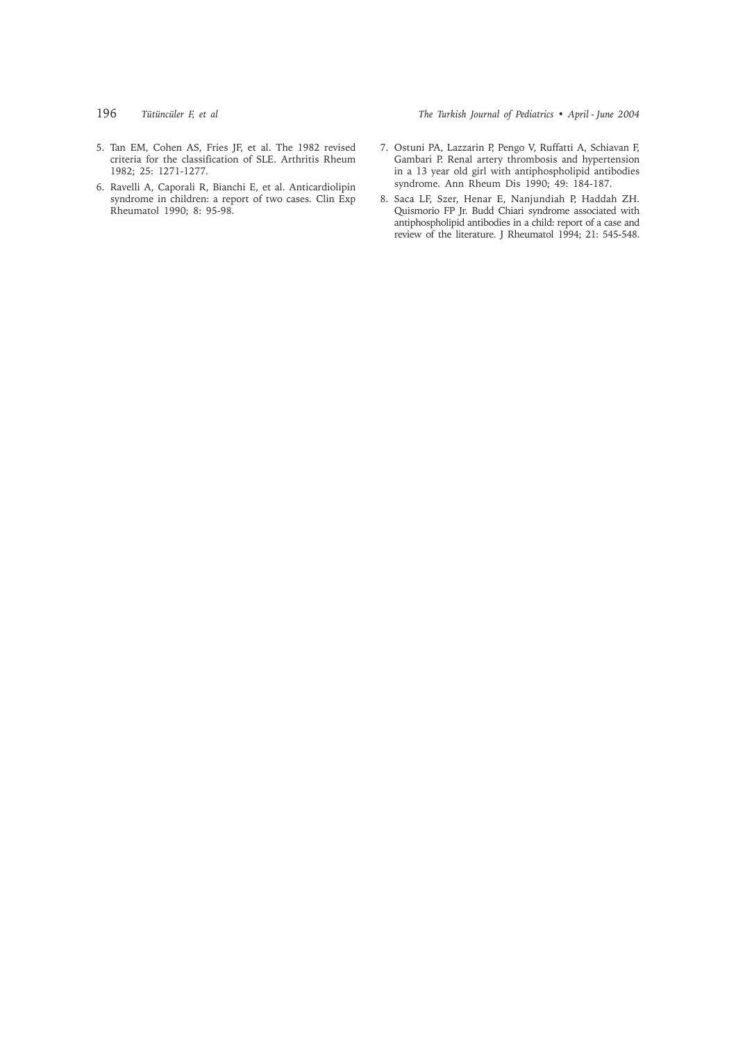5. Tan EM, Cohen AS, Fries JF, et al. The 1982 revised criteria for the classification of SLE. Arthritis Rheum 1982; 25: 1271-1277.
6. Ravelli A, Caporali R, Bianchi E, et al. Anticardiolipin syndrome in children: a report of two cases. Clin Exp Rheumatol 1990; 8: 95-98.
7. Ostuni PA, Lazzarin P, Pengo V, Ruffatti A, Schiavan F, Gambari P. Renal artery thrombosis and hypertension in a 13 year old girl with antiphospholipid antibodies syndrome. Ann Rheum Dis 1990; 49: 184-187.
8. Saca LF, Szer, Henar E, Nanjundiah P, Haddah ZH. Quismorio FP Jr. Budd Chiari syndrome associated with antiphospholipid antibodies in a child: report of a case and review of the literature. J Rheumatol 1994; 21: 545-548.